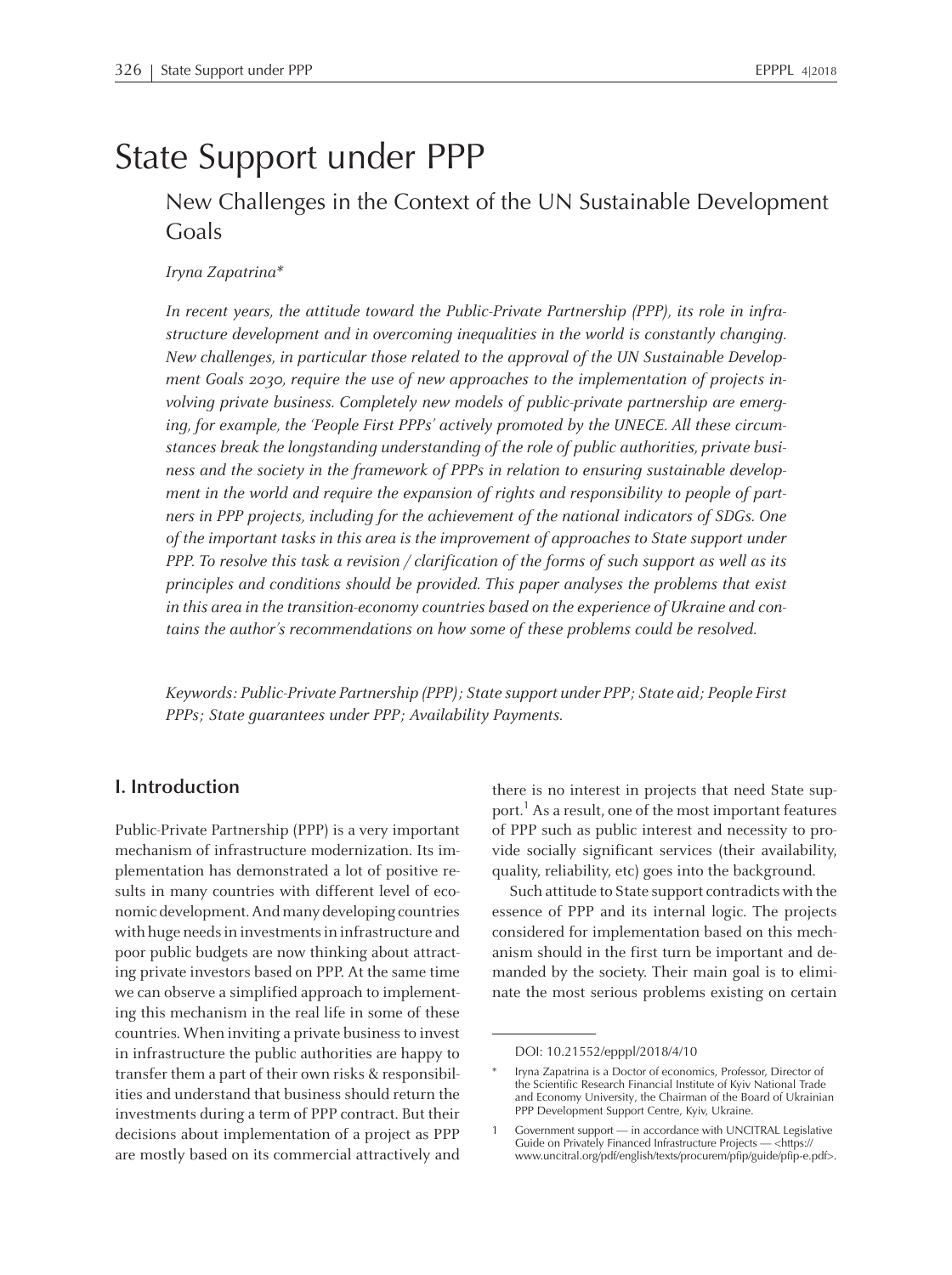# State Support under PPP

## New Challenges in the Context of the UN Sustainable Development Goals

*Iryna Zapatrina**

*In recent years, the attitude toward the Public-Private Partnership (PPP), its role in infrastructure development and in overcoming inequalities in the world is constantly changing. New challenges, in particular those related to the approval of the UN Sustainable Development Goals 2030, require the use of new approaches to the implementation of projects involving private business. Completely new models of public-private partnership are emerging, for example, the 'People First PPPs' actively promoted by the UNECE. All these circumstances break the longstanding understanding of the role of public authorities, private business and the society in the framework of PPPs in relation to ensuring sustainable development in the world and require the expansion of rights and responsibility to people of partners in PPP projects, including for the achievement of the national indicators of SDGs. One of the important tasks in this area is the improvement of approaches to State support under PPP. To resolve this task a revision / clarification of the forms of such support as well as its principles and conditions should be provided. This paper analyses the problems that exist in this area in the transition-economy countries based on the experience of Ukraine and contains the author's recommendations on how some of these problems could be resolved.*

*Keywords: Public-Private Partnership (PPP); State support under PPP; State aid; People First PPPs; State guarantees under PPP; Availability Payments.*

## I. Introduction

Public-Private Partnership (PPP) is a very important mechanism of infrastructure modernization. Its implementation has demonstrated a lot of positive results in many countries with different level of economic development. And many developing countries with huge needs in investments in infrastructure and poor public budgets are now thinking about attracting private investors based on PPP. At the same time we can observe a simplified approach to implementing this mechanism in the real life in some of these countries. When inviting a private business to invest in infrastructure the public authorities are happy to transfer them a part of their own risks & responsibilities and understand that business should return the investments during a term of PPP contract. But their decisions about implementation of a project as PPP are mostly based on its commercial attractively and there is no interest in projects that need State support.[1] As a result, one of the most important features of PPP such as public interest and necessity to provide socially significant services (their availability, quality, reliability, etc) goes into the background.

Such attitude to State support contradicts with the essence of PPP and its internal logic. The projects considered for implementation based on this mechanism should in the first turn be important and demanded by the society. Their main goal is to eliminate the most serious problems existing on certain

DOI: 10.21552/epppl/2018/4/10

\* Iryna Zapatrina is a Doctor of economics, Professor, Director of the Scientific Research Financial Institute of Kyiv National Trade and Economy University, the Chairman of the Board of Ukrainian PPP Development Support Centre, Kyiv, Ukraine.

1 Government support — in accordance with UNCITRAL Legislative Guide on Privately Financed Infrastructure Projects — <https://www.uncitral.org/pdf/english/texts/procurem/pfip/guide/pfip-e.pdf>.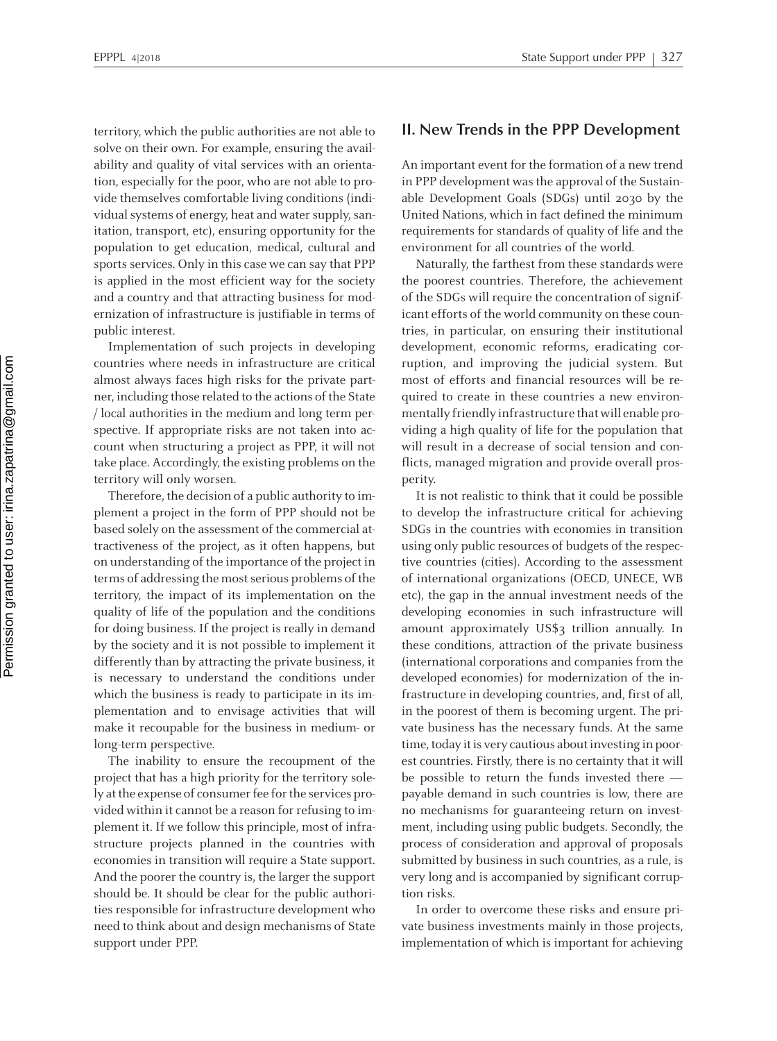territory, which the public authorities are not able to solve on their own. For example, ensuring the availability and quality of vital services with an orientation, especially for the poor, who are not able to provide themselves comfortable living conditions (individual systems of energy, heat and water supply, sanitation, transport, etc), ensuring opportunity for the population to get education, medical, cultural and sports services. Only in this case we can say that PPP is applied in the most efficient way for the society and a country and that attracting business for modernization of infrastructure is justifiable in terms of public interest.

Implementation of such projects in developing countries where needs in infrastructure are critical almost always faces high risks for the private partner, including those related to the actions of the State / local authorities in the medium and long term perspective. If appropriate risks are not taken into account when structuring a project as PPP, it will not take place. Accordingly, the existing problems on the territory will only worsen.

Therefore, the decision of a public authority to implement a project in the form of PPP should not be based solely on the assessment of the commercial attractiveness of the project, as it often happens, but on understanding of the importance of the project in terms of addressing the most serious problems of the territory, the impact of its implementation on the quality of life of the population and the conditions for doing business. If the project is really in demand by the society and it is not possible to implement it differently than by attracting the private business, it is necessary to understand the conditions under which the business is ready to participate in its implementation and to envisage activities that will make it recoupable for the business in medium- or long-term perspective.

The inability to ensure the recoupment of the project that has a high priority for the territory solely at the expense of consumer fee for the services provided within it cannot be a reason for refusing to implement it. If we follow this principle, most of infrastructure projects planned in the countries with economies in transition will require a State support. And the poorer the country is, the larger the support should be. It should be clear for the public authorities responsible for infrastructure development who need to think about and design mechanisms of State support under PPP.

## II. New Trends in the PPP Development

An important event for the formation of a new trend in PPP development was the approval of the Sustainable Development Goals (SDGs) until 2030 by the United Nations, which in fact defined the minimum requirements for standards of quality of life and the environment for all countries of the world.

Naturally, the farthest from these standards were the poorest countries. Therefore, the achievement of the SDGs will require the concentration of significant efforts of the world community on these countries, in particular, on ensuring their institutional development, economic reforms, eradicating corruption, and improving the judicial system. But most of efforts and financial resources will be required to create in these countries a new environmentally friendly infrastructure that will enable providing a high quality of life for the population that will result in a decrease of social tension and conflicts, managed migration and provide overall prosperity.

It is not realistic to think that it could be possible to develop the infrastructure critical for achieving SDGs in the countries with economies in transition using only public resources of budgets of the respective countries (cities). According to the assessment of international organizations (OECD, UNECE, WB etc), the gap in the annual investment needs of the developing economies in such infrastructure will amount approximately US$3 trillion annually. In these conditions, attraction of the private business (international corporations and companies from the developed economies) for modernization of the infrastructure in developing countries, and, first of all, in the poorest of them is becoming urgent. The private business has the necessary funds. At the same time, today it is very cautious about investing in poorest countries. Firstly, there is no certainty that it will be possible to return the funds invested there — payable demand in such countries is low, there are no mechanisms for guaranteeing return on investment, including using public budgets. Secondly, the process of consideration and approval of proposals submitted by business in such countries, as a rule, is very long and is accompanied by significant corruption risks.

In order to overcome these risks and ensure private business investments mainly in those projects, implementation of which is important for achieving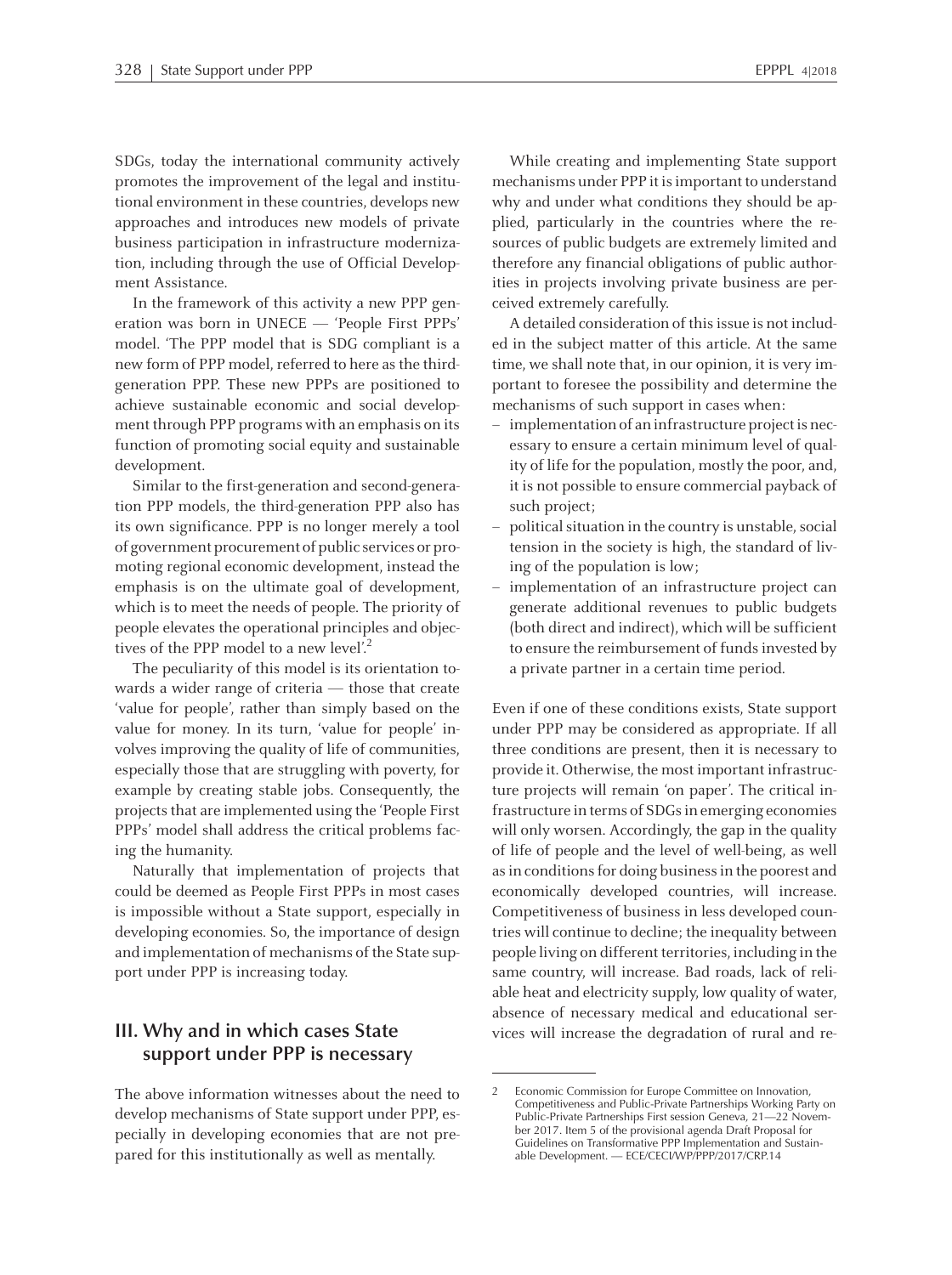SDGs, today the international community actively promotes the improvement of the legal and institutional environment in these countries, develops new approaches and introduces new models of private business participation in infrastructure modernization, including through the use of Official Development Assistance.

In the framework of this activity a new PPP generation was born in UNECE — 'People First PPPs' model. 'The PPP model that is SDG compliant is a new form of PPP model, referred to here as the third-generation PPP. These new PPPs are positioned to achieve sustainable economic and social development through PPP programs with an emphasis on its function of promoting social equity and sustainable development.

Similar to the first-generation and second-generation PPP models, the third-generation PPP also has its own significance. PPP is no longer merely a tool of government procurement of public services or promoting regional economic development, instead the emphasis is on the ultimate goal of development, which is to meet the needs of people. The priority of people elevates the operational principles and objectives of the PPP model to a new level'.[2]

The peculiarity of this model is its orientation towards a wider range of criteria — those that create 'value for people', rather than simply based on the value for money. In its turn, 'value for people' involves improving the quality of life of communities, especially those that are struggling with poverty, for example by creating stable jobs. Consequently, the projects that are implemented using the 'People First PPPs' model shall address the critical problems facing the humanity.

Naturally that implementation of projects that could be deemed as People First PPPs in most cases is impossible without a State support, especially in developing economies. So, the importance of design and implementation of mechanisms of the State support under PPP is increasing today.

## III. Why and in which cases State support under PPP is necessary

The above information witnesses about the need to develop mechanisms of State support under PPP, especially in developing economies that are not prepared for this institutionally as well as mentally.

While creating and implementing State support mechanisms under PPP it is important to understand why and under what conditions they should be applied, particularly in the countries where the resources of public budgets are extremely limited and therefore any financial obligations of public authorities in projects involving private business are perceived extremely carefully.

A detailed consideration of this issue is not included in the subject matter of this article. At the same time, we shall note that, in our opinion, it is very important to foresee the possibility and determine the mechanisms of such support in cases when:

- implementation of an infrastructure project is necessary to ensure a certain minimum level of quality of life for the population, mostly the poor, and, it is not possible to ensure commercial payback of such project;
- political situation in the country is unstable, social tension in the society is high, the standard of living of the population is low;
- implementation of an infrastructure project can generate additional revenues to public budgets (both direct and indirect), which will be sufficient to ensure the reimbursement of funds invested by a private partner in a certain time period.

Even if one of these conditions exists, State support under PPP may be considered as appropriate. If all three conditions are present, then it is necessary to provide it. Otherwise, the most important infrastructure projects will remain 'on paper'. The critical infrastructure in terms of SDGs in emerging economies will only worsen. Accordingly, the gap in the quality of life of people and the level of well-being, as well as in conditions for doing business in the poorest and economically developed countries, will increase. Competitiveness of business in less developed countries will continue to decline; the inequality between people living on different territories, including in the same country, will increase. Bad roads, lack of reliable heat and electricity supply, low quality of water, absence of necessary medical and educational services will increase the degradation of rural and re-

2 Economic Commission for Europe Committee on Innovation, Competitiveness and Public-Private Partnerships Working Party on Public-Private Partnerships First session Geneva, 21—22 November 2017. Item 5 of the provisional agenda Draft Proposal for Guidelines on Transformative PPP Implementation and Sustainable Development. — ECE/CECI/WP/PPP/2017/CRP.14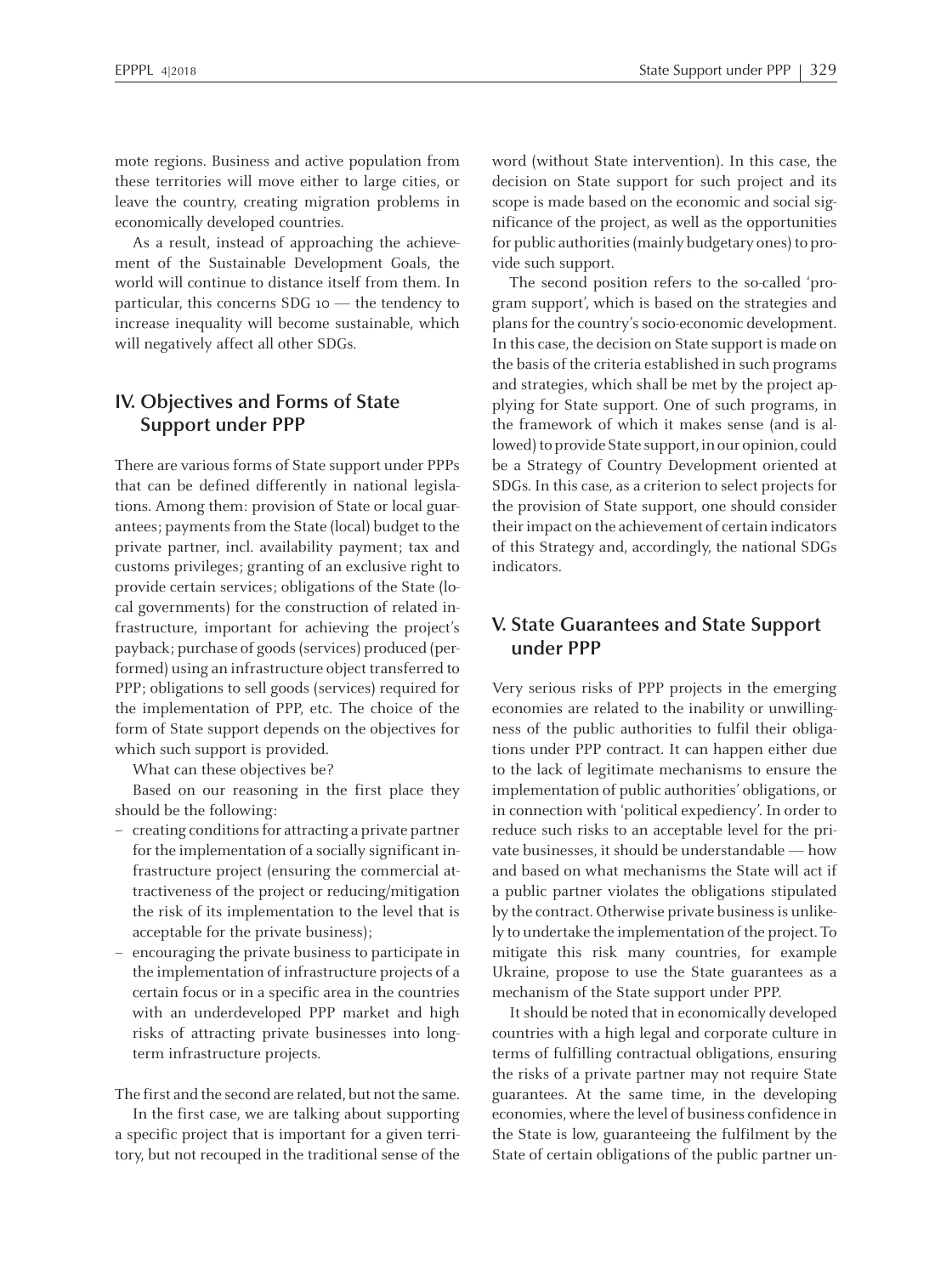mote regions. Business and active population from these territories will move either to large cities, or leave the country, creating migration problems in economically developed countries.

As a result, instead of approaching the achievement of the Sustainable Development Goals, the world will continue to distance itself from them. In particular, this concerns SDG 10 — the tendency to increase inequality will become sustainable, which will negatively affect all other SDGs.

## IV. Objectives and Forms of State Support under PPP

There are various forms of State support under PPPs that can be defined differently in national legislations. Among them: provision of State or local guarantees; payments from the State (local) budget to the private partner, incl. availability payment; tax and customs privileges; granting of an exclusive right to provide certain services; obligations of the State (local governments) for the construction of related infrastructure, important for achieving the project's payback; purchase of goods (services) produced (performed) using an infrastructure object transferred to PPP; obligations to sell goods (services) required for the implementation of PPP, etc. The choice of the form of State support depends on the objectives for which such support is provided.

What can these objectives be?

Based on our reasoning in the first place they should be the following:

- creating conditions for attracting a private partner for the implementation of a socially significant infrastructure project (ensuring the commercial attractiveness of the project or reducing/mitigation the risk of its implementation to the level that is acceptable for the private business);
- encouraging the private business to participate in the implementation of infrastructure projects of a certain focus or in a specific area in the countries with an underdeveloped PPP market and high risks of attracting private businesses into long-term infrastructure projects.

The first and the second are related, but not the same.

In the first case, we are talking about supporting a specific project that is important for a given territory, but not recouped in the traditional sense of the word (without State intervention). In this case, the decision on State support for such project and its scope is made based on the economic and social significance of the project, as well as the opportunities for public authorities (mainly budgetary ones) to provide such support.

The second position refers to the so-called 'program support', which is based on the strategies and plans for the country's socio-economic development. In this case, the decision on State support is made on the basis of the criteria established in such programs and strategies, which shall be met by the project applying for State support. One of such programs, in the framework of which it makes sense (and is allowed) to provide State support, in our opinion, could be a Strategy of Country Development oriented at SDGs. In this case, as a criterion to select projects for the provision of State support, one should consider their impact on the achievement of certain indicators of this Strategy and, accordingly, the national SDGs indicators.

## V. State Guarantees and State Support under PPP

Very serious risks of PPP projects in the emerging economies are related to the inability or unwillingness of the public authorities to fulfil their obligations under PPP contract. It can happen either due to the lack of legitimate mechanisms to ensure the implementation of public authorities' obligations, or in connection with 'political expediency'. In order to reduce such risks to an acceptable level for the private businesses, it should be understandable — how and based on what mechanisms the State will act if a public partner violates the obligations stipulated by the contract. Otherwise private business is unlikely to undertake the implementation of the project. To mitigate this risk many countries, for example Ukraine, propose to use the State guarantees as a mechanism of the State support under PPP.

It should be noted that in economically developed countries with a high legal and corporate culture in terms of fulfilling contractual obligations, ensuring the risks of a private partner may not require State guarantees. At the same time, in the developing economies, where the level of business confidence in the State is low, guaranteeing the fulfilment by the State of certain obligations of the public partner un-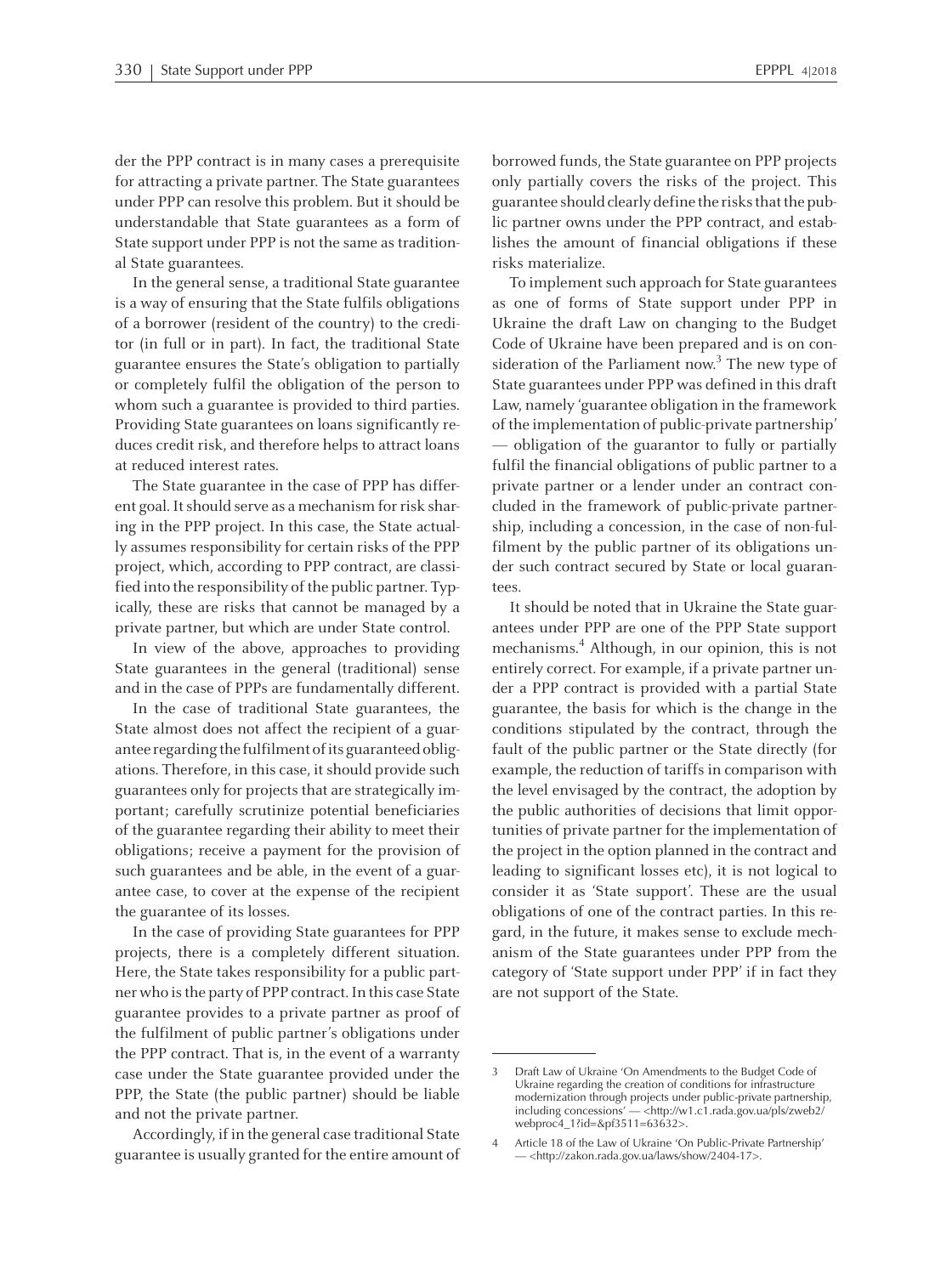der the PPP contract is in many cases a prerequisite for attracting a private partner. The State guarantees under PPP can resolve this problem. But it should be understandable that State guarantees as a form of State support under PPP is not the same as traditional State guarantees.

In the general sense, a traditional State guarantee is a way of ensuring that the State fulfils obligations of a borrower (resident of the country) to the creditor (in full or in part). In fact, the traditional State guarantee ensures the State's obligation to partially or completely fulfil the obligation of the person to whom such a guarantee is provided to third parties. Providing State guarantees on loans significantly reduces credit risk, and therefore helps to attract loans at reduced interest rates.

The State guarantee in the case of PPP has different goal. It should serve as a mechanism for risk sharing in the PPP project. In this case, the State actually assumes responsibility for certain risks of the PPP project, which, according to PPP contract, are classified into the responsibility of the public partner. Typically, these are risks that cannot be managed by a private partner, but which are under State control.

In view of the above, approaches to providing State guarantees in the general (traditional) sense and in the case of PPPs are fundamentally different.

In the case of traditional State guarantees, the State almost does not affect the recipient of a guarantee regarding the fulfilment of its guaranteed obligations. Therefore, in this case, it should provide such guarantees only for projects that are strategically important; carefully scrutinize potential beneficiaries of the guarantee regarding their ability to meet their obligations; receive a payment for the provision of such guarantees and be able, in the event of a guarantee case, to cover at the expense of the recipient the guarantee of its losses.

In the case of providing State guarantees for PPP projects, there is a completely different situation. Here, the State takes responsibility for a public partner who is the party of PPP contract. In this case State guarantee provides to a private partner as proof of the fulfilment of public partner's obligations under the PPP contract. That is, in the event of a warranty case under the State guarantee provided under the PPP, the State (the public partner) should be liable and not the private partner.

Accordingly, if in the general case traditional State guarantee is usually granted for the entire amount of borrowed funds, the State guarantee on PPP projects only partially covers the risks of the project. This guarantee should clearly define the risks that the public partner owns under the PPP contract, and establishes the amount of financial obligations if these risks materialize.

To implement such approach for State guarantees as one of forms of State support under PPP in Ukraine the draft Law on changing to the Budget Code of Ukraine have been prepared and is on consideration of the Parliament now.[3] The new type of State guarantees under PPP was defined in this draft Law, namely 'guarantee obligation in the framework of the implementation of public-private partnership' — obligation of the guarantor to fully or partially fulfil the financial obligations of public partner to a private partner or a lender under an contract concluded in the framework of public-private partnership, including a concession, in the case of non-fulfilment by the public partner of its obligations under such contract secured by State or local guarantees.

It should be noted that in Ukraine the State guarantees under PPP are one of the PPP State support mechanisms.[4] Although, in our opinion, this is not entirely correct. For example, if a private partner under a PPP contract is provided with a partial State guarantee, the basis for which is the change in the conditions stipulated by the contract, through the fault of the public partner or the State directly (for example, the reduction of tariffs in comparison with the level envisaged by the contract, the adoption by the public authorities of decisions that limit opportunities of private partner for the implementation of the project in the option planned in the contract and leading to significant losses etc), it is not logical to consider it as 'State support'. These are the usual obligations of one of the contract parties. In this regard, in the future, it makes sense to exclude mechanism of the State guarantees under PPP from the category of 'State support under PPP' if in fact they are not support of the State.

---

3 Draft Law of Ukraine 'On Amendments to the Budget Code of Ukraine regarding the creation of conditions for infrastructure modernization through projects under public-private partnership, including concessions' — <http://w1.c1.rada.gov.ua/pls/zweb2/webproc4_1?id=&pf3511=63632>.

4 Article 18 of the Law of Ukraine 'On Public-Private Partnership' — <http://zakon.rada.gov.ua/laws/show/2404-17>.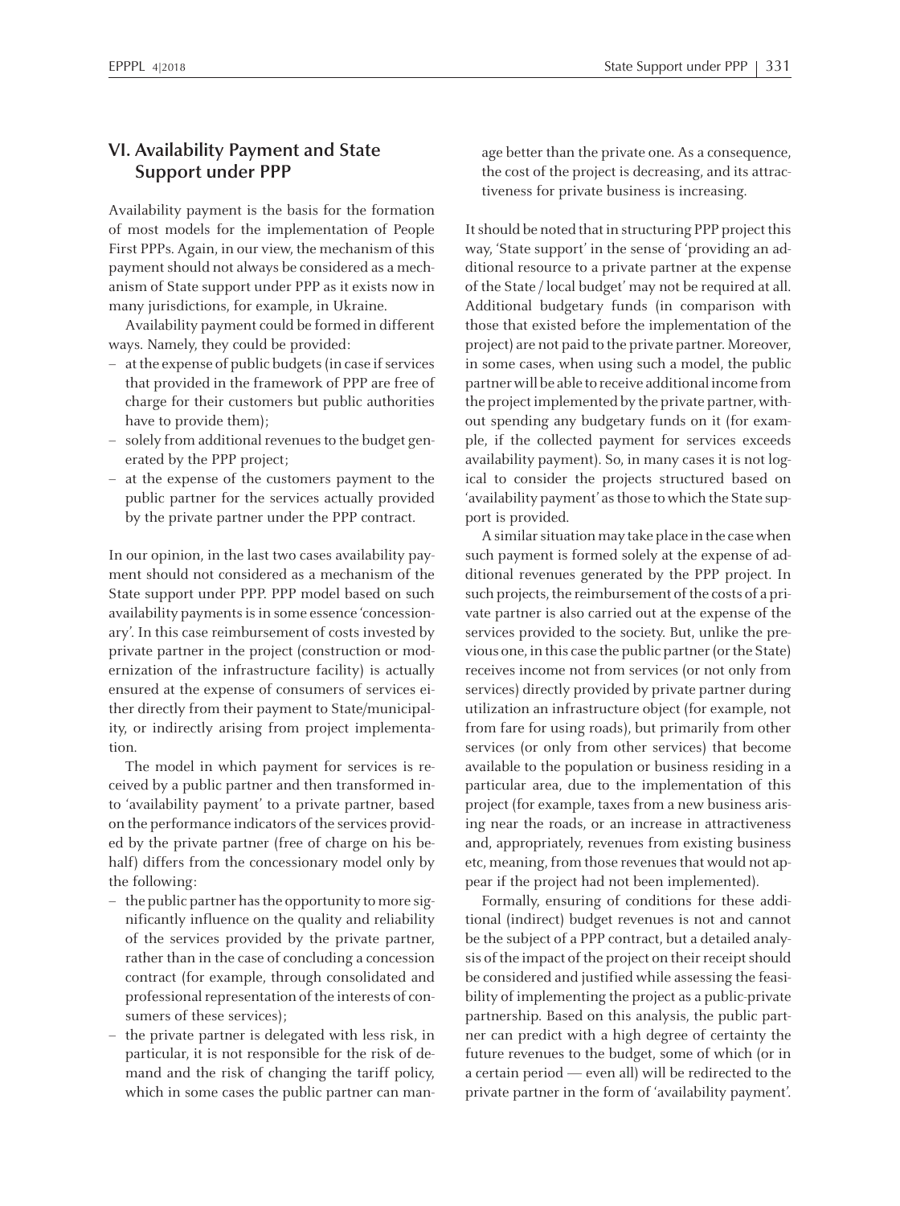## VI. Availability Payment and State Support under PPP

Availability payment is the basis for the formation of most models for the implementation of People First PPPs. Again, in our view, the mechanism of this payment should not always be considered as a mechanism of State support under PPP as it exists now in many jurisdictions, for example, in Ukraine.

Availability payment could be formed in different ways. Namely, they could be provided:

- at the expense of public budgets (in case if services that provided in the framework of PPP are free of charge for their customers but public authorities have to provide them);
- solely from additional revenues to the budget generated by the PPP project;
- at the expense of the customers payment to the public partner for the services actually provided by the private partner under the PPP contract.

In our opinion, in the last two cases availability payment should not considered as a mechanism of the State support under PPP. PPP model based on such availability payments is in some essence 'concessionary'. In this case reimbursement of costs invested by private partner in the project (construction or modernization of the infrastructure facility) is actually ensured at the expense of consumers of services either directly from their payment to State/municipality, or indirectly arising from project implementation.

The model in which payment for services is received by a public partner and then transformed into 'availability payment' to a private partner, based on the performance indicators of the services provided by the private partner (free of charge on his behalf) differs from the concessionary model only by the following:

- the public partner has the opportunity to more significantly influence on the quality and reliability of the services provided by the private partner, rather than in the case of concluding a concession contract (for example, through consolidated and professional representation of the interests of consumers of these services);
- the private partner is delegated with less risk, in particular, it is not responsible for the risk of demand and the risk of changing the tariff policy, which in some cases the public partner can manage better than the private one. As a consequence, the cost of the project is decreasing, and its attractiveness for private business is increasing.

It should be noted that in structuring PPP project this way, 'State support' in the sense of 'providing an additional resource to a private partner at the expense of the State / local budget' may not be required at all. Additional budgetary funds (in comparison with those that existed before the implementation of the project) are not paid to the private partner. Moreover, in some cases, when using such a model, the public partner will be able to receive additional income from the project implemented by the private partner, without spending any budgetary funds on it (for example, if the collected payment for services exceeds availability payment). So, in many cases it is not logical to consider the projects structured based on 'availability payment' as those to which the State support is provided.

A similar situation may take place in the case when such payment is formed solely at the expense of additional revenues generated by the PPP project. In such projects, the reimbursement of the costs of a private partner is also carried out at the expense of the services provided to the society. But, unlike the previous one, in this case the public partner (or the State) receives income not from services (or not only from services) directly provided by private partner during utilization an infrastructure object (for example, not from fare for using roads), but primarily from other services (or only from other services) that become available to the population or business residing in a particular area, due to the implementation of this project (for example, taxes from a new business arising near the roads, or an increase in attractiveness and, appropriately, revenues from existing business etc, meaning, from those revenues that would not appear if the project had not been implemented).

Formally, ensuring of conditions for these additional (indirect) budget revenues is not and cannot be the subject of a PPP contract, but a detailed analysis of the impact of the project on their receipt should be considered and justified while assessing the feasibility of implementing the project as a public-private partnership. Based on this analysis, the public partner can predict with a high degree of certainty the future revenues to the budget, some of which (or in a certain period — even all) will be redirected to the private partner in the form of 'availability payment'.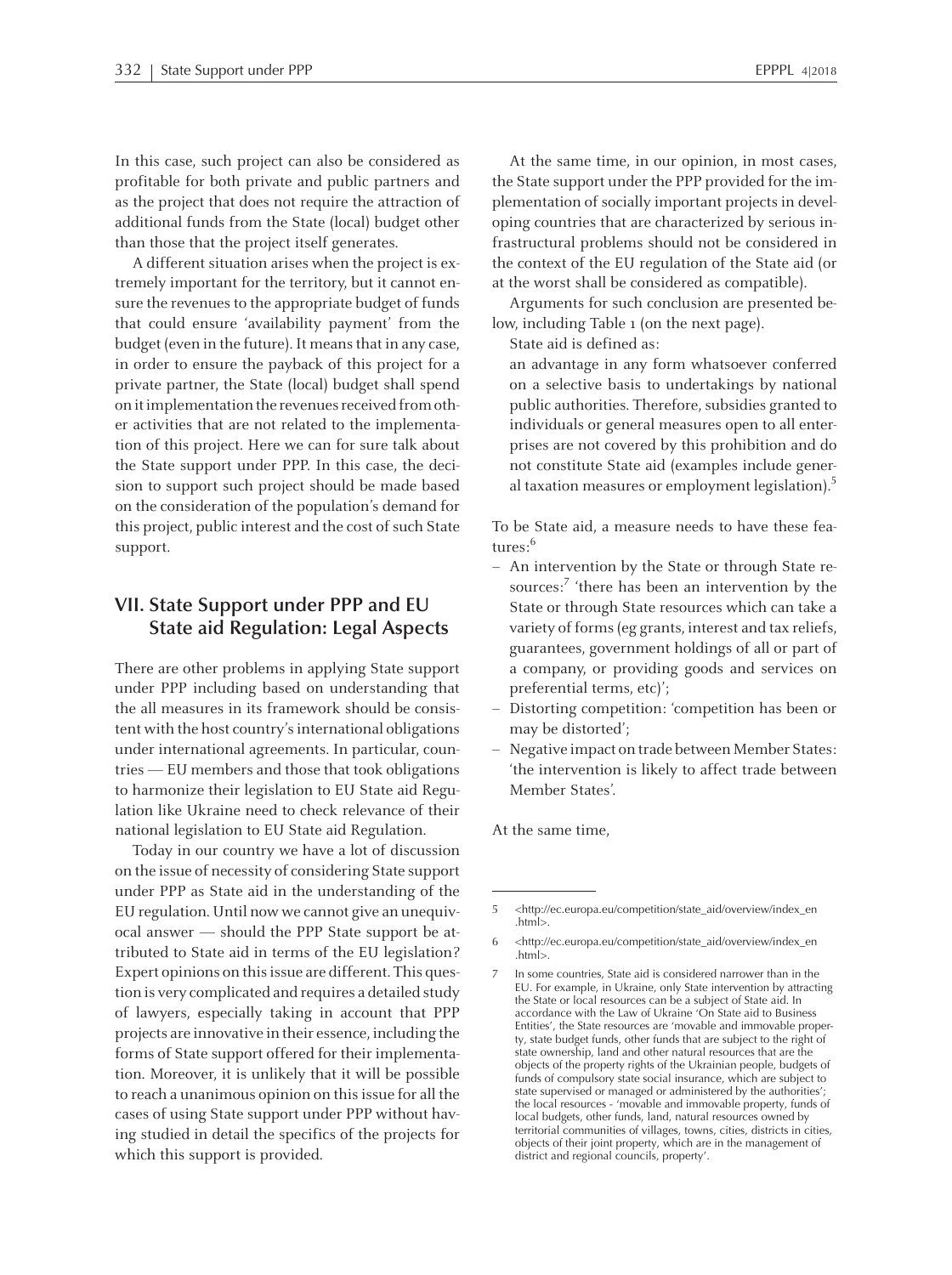In this case, such project can also be considered as profitable for both private and public partners and as the project that does not require the attraction of additional funds from the State (local) budget other than those that the project itself generates.

A different situation arises when the project is extremely important for the territory, but it cannot ensure the revenues to the appropriate budget of funds that could ensure 'availability payment' from the budget (even in the future). It means that in any case, in order to ensure the payback of this project for a private partner, the State (local) budget shall spend on it implementation the revenues received from other activities that are not related to the implementation of this project. Here we can for sure talk about the State support under PPP. In this case, the decision to support such project should be made based on the consideration of the population's demand for this project, public interest and the cost of such State support.

## VII. State Support under PPP and EU State aid Regulation: Legal Aspects

There are other problems in applying State support under PPP including based on understanding that the all measures in its framework should be consistent with the host country's international obligations under international agreements. In particular, countries — EU members and those that took obligations to harmonize their legislation to EU State aid Regulation like Ukraine need to check relevance of their national legislation to EU State aid Regulation.

Today in our country we have a lot of discussion on the issue of necessity of considering State support under PPP as State aid in the understanding of the EU regulation. Until now we cannot give an unequivocal answer — should the PPP State support be attributed to State aid in terms of the EU legislation? Expert opinions on this issue are different. This question is very complicated and requires a detailed study of lawyers, especially taking in account that PPP projects are innovative in their essence, including the forms of State support offered for their implementation. Moreover, it is unlikely that it will be possible to reach a unanimous opinion on this issue for all the cases of using State support under PPP without having studied in detail the specifics of the projects for which this support is provided.

At the same time, in our opinion, in most cases, the State support under the PPP provided for the implementation of socially important projects in developing countries that are characterized by serious infrastructural problems should not be considered in the context of the EU regulation of the State aid (or at the worst shall be considered as compatible).

Arguments for such conclusion are presented below, including Table 1 (on the next page).

State aid is defined as:

> an advantage in any form whatsoever conferred on a selective basis to undertakings by national public authorities. Therefore, subsidies granted to individuals or general measures open to all enterprises are not covered by this prohibition and do not constitute State aid (examples include general taxation measures or employment legislation).[5]

To be State aid, a measure needs to have these features:[6]

- An intervention by the State or through State resources:[7] 'there has been an intervention by the State or through State resources which can take a variety of forms (eg grants, interest and tax reliefs, guarantees, government holdings of all or part of a company, or providing goods and services on preferential terms, etc)';
- Distorting competition: 'competition has been or may be distorted';
- Negative impact on trade between Member States: 'the intervention is likely to affect trade between Member States'.

At the same time,

---

5 <http://ec.europa.eu/competition/state_aid/overview/index_en.html>.

6 <http://ec.europa.eu/competition/state_aid/overview/index_en.html>.

7 In some countries, State aid is considered narrower than in the EU. For example, in Ukraine, only State intervention by attracting the State or local resources can be a subject of State aid. In accordance with the Law of Ukraine 'On State aid to Business Entities', the State resources are 'movable and immovable property, state budget funds, other funds that are subject to the right of state ownership, land and other natural resources that are the objects of the property rights of the Ukrainian people, budgets of funds of compulsory state social insurance, which are subject to state supervised or managed or administered by the authorities'; the local resources - 'movable and immovable property, funds of local budgets, other funds, land, natural resources owned by territorial communities of villages, towns, cities, districts in cities, objects of their joint property, which are in the management of district and regional councils, property'.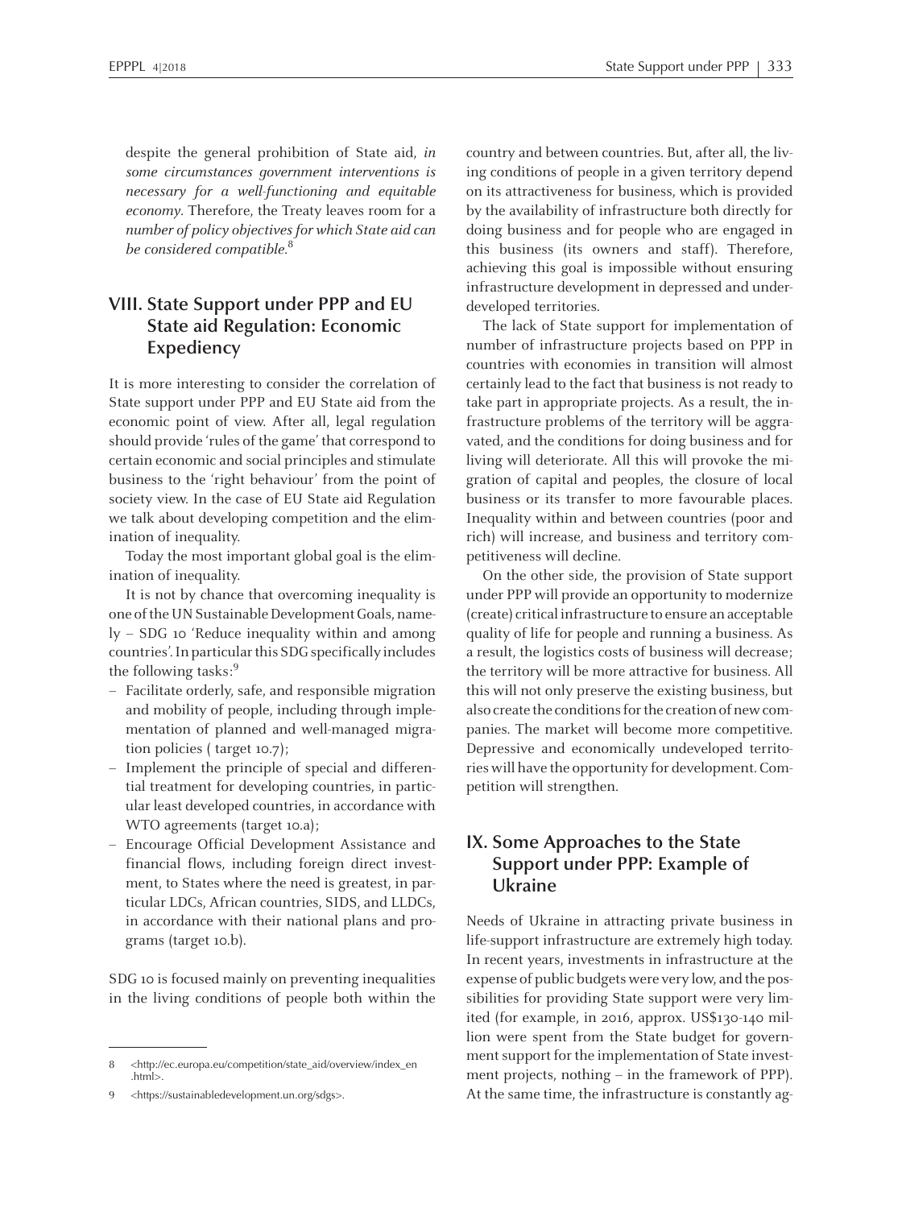despite the general prohibition of State aid, *in some circumstances government interventions is necessary for a well-functioning and equitable economy*. Therefore, the Treaty leaves room for a *number of policy objectives for which State aid can be considered compatible*.[8]

## VIII. State Support under PPP and EU State aid Regulation: Economic Expediency

It is more interesting to consider the correlation of State support under PPP and EU State aid from the economic point of view. After all, legal regulation should provide 'rules of the game' that correspond to certain economic and social principles and stimulate business to the 'right behaviour' from the point of society view. In the case of EU State aid Regulation we talk about developing competition and the elimination of inequality.

Today the most important global goal is the elimination of inequality.

It is not by chance that overcoming inequality is one of the UN Sustainable Development Goals, namely – SDG 10 'Reduce inequality within and among countries'. In particular this SDG specifically includes the following tasks:[9]

- Facilitate orderly, safe, and responsible migration and mobility of people, including through implementation of planned and well-managed migration policies ( target 10.7);
- Implement the principle of special and differential treatment for developing countries, in particular least developed countries, in accordance with WTO agreements (target 10.a);
- Encourage Official Development Assistance and financial flows, including foreign direct investment, to States where the need is greatest, in particular LDCs, African countries, SIDS, and LLDCs, in accordance with their national plans and programs (target 10.b).

SDG 10 is focused mainly on preventing inequalities in the living conditions of people both within the country and between countries. But, after all, the living conditions of people in a given territory depend on its attractiveness for business, which is provided by the availability of infrastructure both directly for doing business and for people who are engaged in this business (its owners and staff). Therefore, achieving this goal is impossible without ensuring infrastructure development in depressed and underdeveloped territories.

The lack of State support for implementation of number of infrastructure projects based on PPP in countries with economies in transition will almost certainly lead to the fact that business is not ready to take part in appropriate projects. As a result, the infrastructure problems of the territory will be aggravated, and the conditions for doing business and for living will deteriorate. All this will provoke the migration of capital and peoples, the closure of local business or its transfer to more favourable places. Inequality within and between countries (poor and rich) will increase, and business and territory competitiveness will decline.

On the other side, the provision of State support under PPP will provide an opportunity to modernize (create) critical infrastructure to ensure an acceptable quality of life for people and running a business. As a result, the logistics costs of business will decrease; the territory will be more attractive for business. All this will not only preserve the existing business, but also create the conditions for the creation of new companies. The market will become more competitive. Depressive and economically undeveloped territories will have the opportunity for development. Competition will strengthen.

## IX. Some Approaches to the State Support under PPP: Example of Ukraine

Needs of Ukraine in attracting private business in life-support infrastructure are extremely high today. In recent years, investments in infrastructure at the expense of public budgets were very low, and the possibilities for providing State support were very limited (for example, in 2016, approx. US$130-140 million were spent from the State budget for government support for the implementation of State investment projects, nothing – in the framework of PPP). At the same time, the infrastructure is constantly ag-

---

8 <http://ec.europa.eu/competition/state_aid/overview/index_en.html>.

9 <https://sustainabledevelopment.un.org/sdgs>.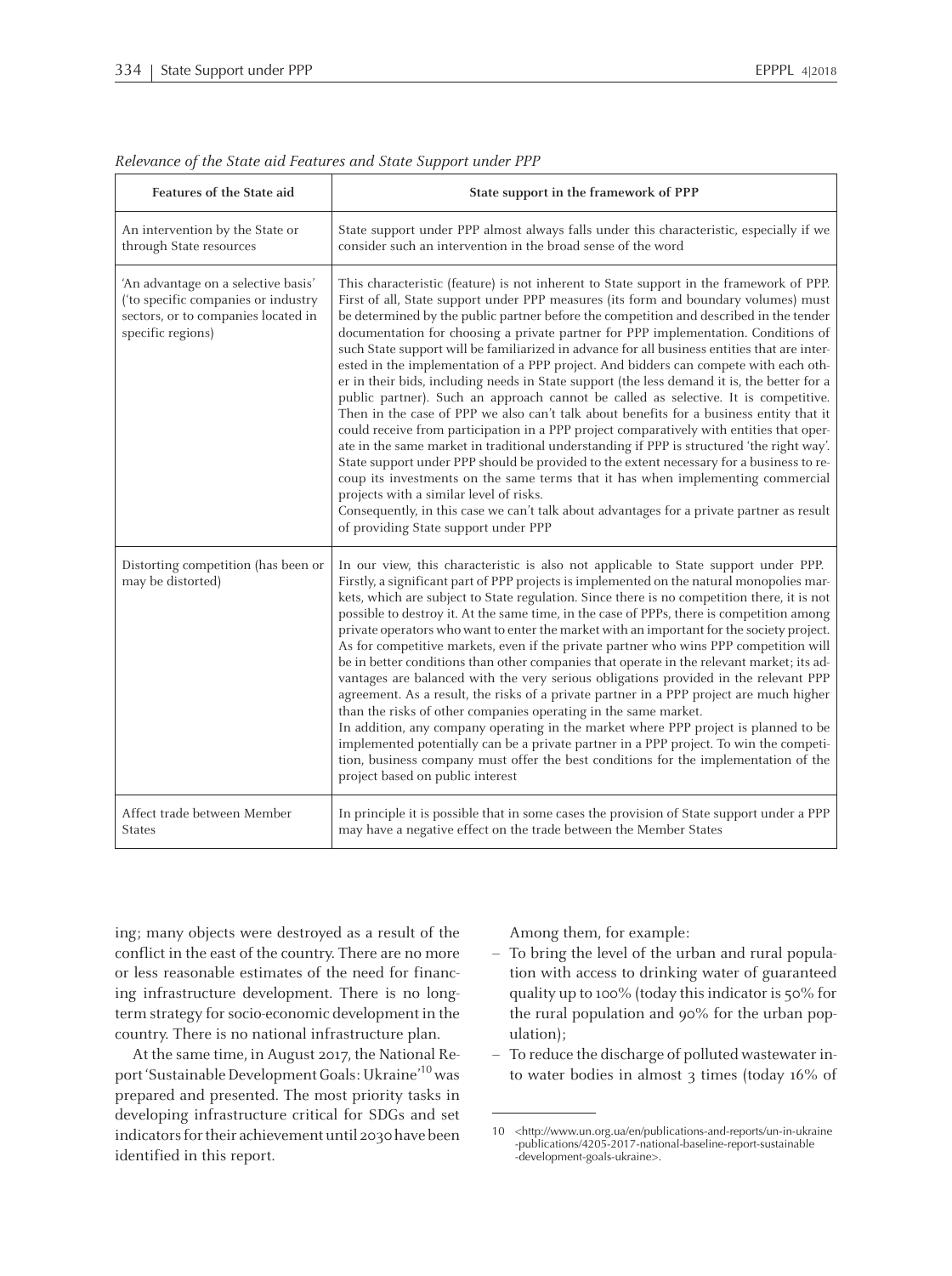*Relevance of the State aid Features and State Support under PPP*

| Features of the State aid | State support in the framework of PPP |
|---|---|
| An intervention by the State or through State resources | State support under PPP almost always falls under this characteristic, especially if we consider such an intervention in the broad sense of the word |
| 'An advantage on a selective basis' ('to specific companies or industry sectors, or to companies located in specific regions) | This characteristic (feature) is not inherent to State support in the framework of PPP. First of all, State support under PPP measures (its form and boundary volumes) must be determined by the public partner before the competition and described in the tender documentation for choosing a private partner for PPP implementation. Conditions of such State support will be familiarized in advance for all business entities that are interested in the implementation of a PPP project. And bidders can compete with each other in their bids, including needs in State support (the less demand it is, the better for a public partner). Such an approach cannot be called as selective. It is competitive. Then in the case of PPP we also can't talk about benefits for a business entity that it could receive from participation in a PPP project comparatively with entities that operate in the same market in traditional understanding if PPP is structured 'the right way'. State support under PPP should be provided to the extent necessary for a business to recoup its investments on the same terms that it has when implementing commercial projects with a similar level of risks.<br>Consequently, in this case we can't talk about advantages for a private partner as result of providing State support under PPP |
| Distorting competition (has been or may be distorted) | In our view, this characteristic is also not applicable to State support under PPP. Firstly, a significant part of PPP projects is implemented on the natural monopolies markets, which are subject to State regulation. Since there is no competition there, it is not possible to destroy it. At the same time, in the case of PPPs, there is competition among private operators who want to enter the market with an important for the society project. As for competitive markets, even if the private partner who wins PPP competition will be in better conditions than other companies that operate in the relevant market; its advantages are balanced with the very serious obligations provided in the relevant PPP agreement. As a result, the risks of a private partner in a PPP project are much higher than the risks of other companies operating in the same market.<br>In addition, any company operating in the market where PPP project is planned to be implemented potentially can be a private partner in a PPP project. To win the competition, business company must offer the best conditions for the implementation of the project based on public interest |
| Affect trade between Member States | In principle it is possible that in some cases the provision of State support under a PPP may have a negative effect on the trade between the Member States |

ing; many objects were destroyed as a result of the conflict in the east of the country. There are no more or less reasonable estimates of the need for financing infrastructure development. There is no long-term strategy for socio-economic development in the country. There is no national infrastructure plan.

At the same time, in August 2017, the National Report 'Sustainable Development Goals: Ukraine'[10] was prepared and presented. The most priority tasks in developing infrastructure critical for SDGs and set indicators for their achievement until 2030 have been identified in this report.

Among them, for example:

- To bring the level of the urban and rural population with access to drinking water of guaranteed quality up to 100% (today this indicator is 50% for the rural population and 90% for the urban population);
- To reduce the discharge of polluted wastewater into water bodies in almost 3 times (today 16% of

10 <http://www.un.org.ua/en/publications-and-reports/un-in-ukraine-publications/4205-2017-national-baseline-report-sustainable-development-goals-ukraine>.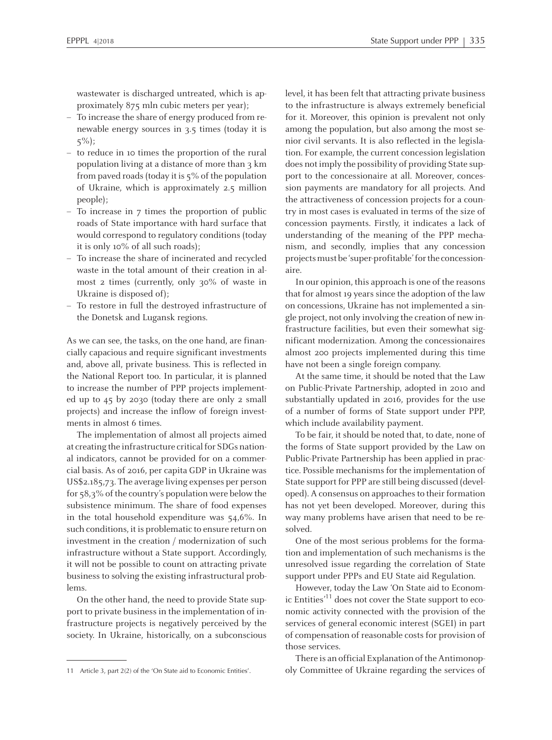wastewater is discharged untreated, which is approximately 875 mln cubic meters per year);

- To increase the share of energy produced from renewable energy sources in 3.5 times (today it is 5%);
- to reduce in 10 times the proportion of the rural population living at a distance of more than 3 km from paved roads (today it is 5% of the population of Ukraine, which is approximately 2.5 million people);
- To increase in 7 times the proportion of public roads of State importance with hard surface that would correspond to regulatory conditions (today it is only 10% of all such roads);
- To increase the share of incinerated and recycled waste in the total amount of their creation in almost 2 times (currently, only 30% of waste in Ukraine is disposed of);
- To restore in full the destroyed infrastructure of the Donetsk and Lugansk regions.

As we can see, the tasks, on the one hand, are financially capacious and require significant investments and, above all, private business. This is reflected in the National Report too. In particular, it is planned to increase the number of PPP projects implemented up to 45 by 2030 (today there are only 2 small projects) and increase the inflow of foreign investments in almost 6 times.

The implementation of almost all projects aimed at creating the infrastructure critical for SDGs national indicators, cannot be provided for on a commercial basis. As of 2016, per capita GDP in Ukraine was US$2.185,73. The average living expenses per person for 58,3% of the country's population were below the subsistence minimum. The share of food expenses in the total household expenditure was 54,6%. In such conditions, it is problematic to ensure return on investment in the creation / modernization of such infrastructure without a State support. Accordingly, it will not be possible to count on attracting private business to solving the existing infrastructural problems.

On the other hand, the need to provide State support to private business in the implementation of infrastructure projects is negatively perceived by the society. In Ukraine, historically, on a subconscious level, it has been felt that attracting private business to the infrastructure is always extremely beneficial for it. Moreover, this opinion is prevalent not only among the population, but also among the most senior civil servants. It is also reflected in the legislation. For example, the current concession legislation does not imply the possibility of providing State support to the concessionaire at all. Moreover, concession payments are mandatory for all projects. And the attractiveness of concession projects for a country in most cases is evaluated in terms of the size of concession payments. Firstly, it indicates a lack of understanding of the meaning of the PPP mechanism, and secondly, implies that any concession projects must be 'super-profitable' for the concessionaire.

In our opinion, this approach is one of the reasons that for almost 19 years since the adoption of the law on concessions, Ukraine has not implemented a single project, not only involving the creation of new infrastructure facilities, but even their somewhat significant modernization. Among the concessionaires almost 200 projects implemented during this time have not been a single foreign company.

At the same time, it should be noted that the Law on Public-Private Partnership, adopted in 2010 and substantially updated in 2016, provides for the use of a number of forms of State support under PPP, which include availability payment.

To be fair, it should be noted that, to date, none of the forms of State support provided by the Law on Public-Private Partnership has been applied in practice. Possible mechanisms for the implementation of State support for PPP are still being discussed (developed). A consensus on approaches to their formation has not yet been developed. Moreover, during this way many problems have arisen that need to be resolved.

One of the most serious problems for the formation and implementation of such mechanisms is the unresolved issue regarding the correlation of State support under PPPs and EU State aid Regulation.

However, today the Law 'On State aid to Economic Entities'[11] does not cover the State support to economic activity connected with the provision of the services of general economic interest (SGEI) in part of compensation of reasonable costs for provision of those services.

There is an official Explanation of the Antimonopoly Committee of Ukraine regarding the services of

11 Article 3, part 2(2) of the 'On State aid to Economic Entities'.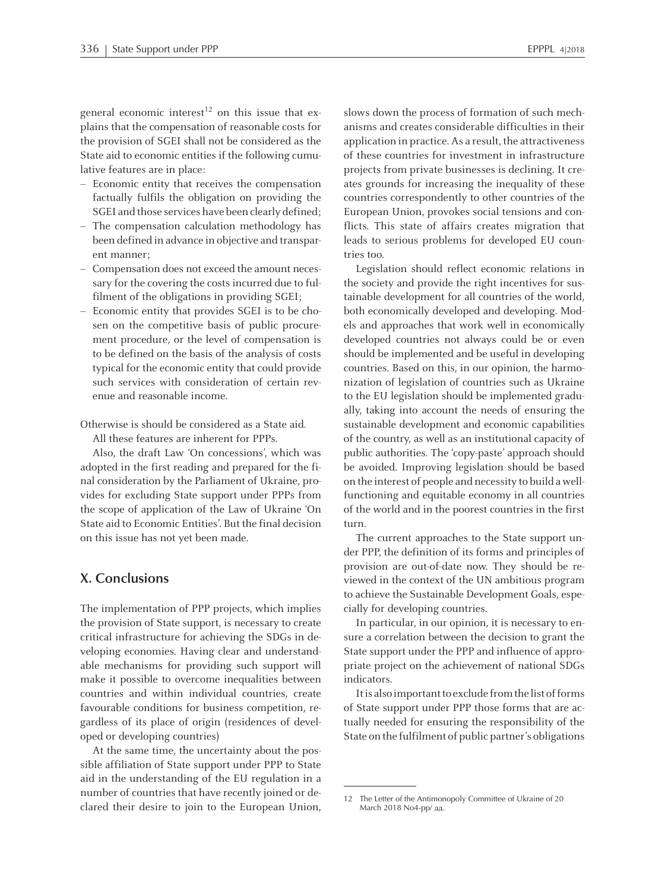general economic interest[12] on this issue that explains that the compensation of reasonable costs for the provision of SGEI shall not be considered as the State aid to economic entities if the following cumulative features are in place:

- Economic entity that receives the compensation factually fulfils the obligation on providing the SGEI and those services have been clearly defined;
- The compensation calculation methodology has been defined in advance in objective and transparent manner;
- Compensation does not exceed the amount necessary for the covering the costs incurred due to fulfilment of the obligations in providing SGEI;
- Economic entity that provides SGEI is to be chosen on the competitive basis of public procurement procedure, or the level of compensation is to be defined on the basis of the analysis of costs typical for the economic entity that could provide such services with consideration of certain revenue and reasonable income.

Otherwise is should be considered as a State aid.

All these features are inherent for PPPs.

Also, the draft Law 'On concessions', which was adopted in the first reading and prepared for the final consideration by the Parliament of Ukraine, provides for excluding State support under PPPs from the scope of application of the Law of Ukraine 'On State aid to Economic Entities'. But the final decision on this issue has not yet been made.

## X. Conclusions

The implementation of PPP projects, which implies the provision of State support, is necessary to create critical infrastructure for achieving the SDGs in developing economies. Having clear and understandable mechanisms for providing such support will make it possible to overcome inequalities between countries and within individual countries, create favourable conditions for business competition, regardless of its place of origin (residences of developed or developing countries)

At the same time, the uncertainty about the possible affiliation of State support under PPP to State aid in the understanding of the EU regulation in a number of countries that have recently joined or declared their desire to join to the European Union, slows down the process of formation of such mechanisms and creates considerable difficulties in their application in practice. As a result, the attractiveness of these countries for investment in infrastructure projects from private businesses is declining. It creates grounds for increasing the inequality of these countries correspondently to other countries of the European Union, provokes social tensions and conflicts. This state of affairs creates migration that leads to serious problems for developed EU countries too.

Legislation should reflect economic relations in the society and provide the right incentives for sustainable development for all countries of the world, both economically developed and developing. Models and approaches that work well in economically developed countries not always could be or even should be implemented and be useful in developing countries. Based on this, in our opinion, the harmonization of legislation of countries such as Ukraine to the EU legislation should be implemented gradually, taking into account the needs of ensuring the sustainable development and economic capabilities of the country, as well as an institutional capacity of public authorities. The 'copy-paste' approach should be avoided. Improving legislation should be based on the interest of people and necessity to build a well-functioning and equitable economy in all countries of the world and in the poorest countries in the first turn.

The current approaches to the State support under PPP, the definition of its forms and principles of provision are out-of-date now. They should be reviewed in the context of the UN ambitious program to achieve the Sustainable Development Goals, especially for developing countries.

In particular, in our opinion, it is necessary to ensure a correlation between the decision to grant the State support under the PPP and influence of appropriate project on the achievement of national SDGs indicators.

It is also important to exclude from the list of forms of State support under PPP those forms that are actually needed for ensuring the responsibility of the State on the fulfilment of public partner's obligations

---

12 The Letter of the Antimonopoly Committee of Ukraine of 20 March 2018 No4-pp/ дд.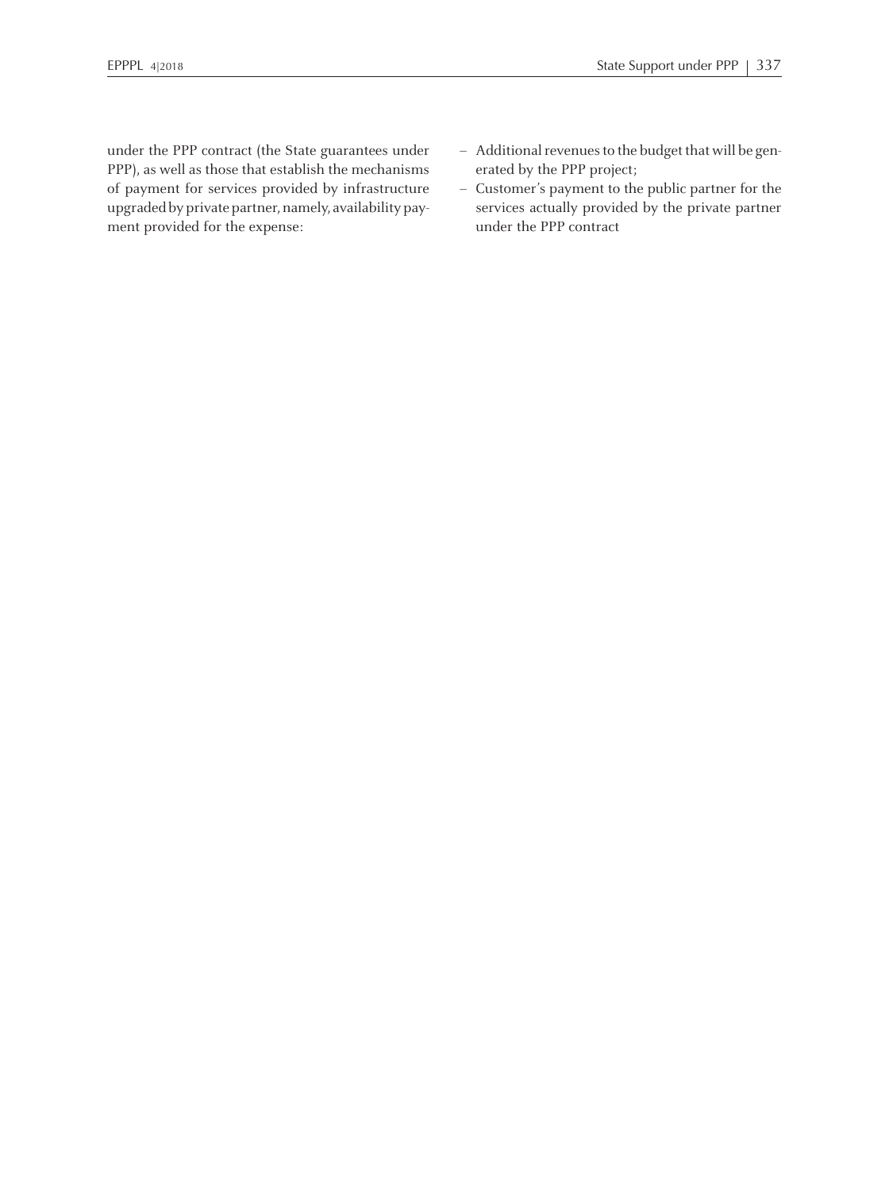under the PPP contract (the State guarantees under PPP), as well as those that establish the mechanisms of payment for services provided by infrastructure upgraded by private partner, namely, availability payment provided for the expense:

- Additional revenues to the budget that will be generated by the PPP project;
- Customer's payment to the public partner for the services actually provided by the private partner under the PPP contract